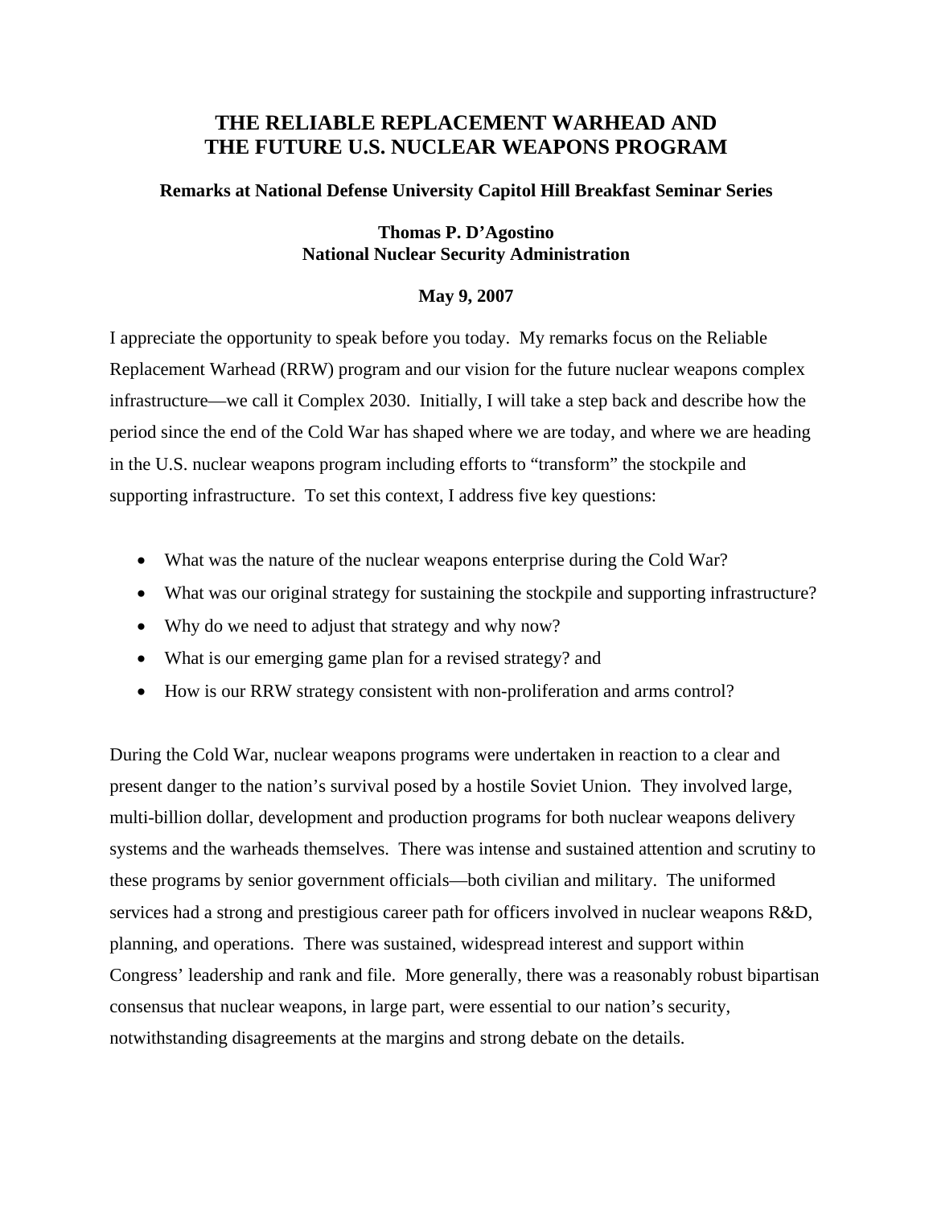# THE RELIABLE REPLACEMENT WARHEAD AND THE FUTURE U.S. NUCLEAR WEAPONS PROGRAM

**Remarks at National Defense University Capitol Hill Breakfast Seminar Series**

**Thomas P. D'Agostino**
**National Nuclear Security Administration**

**May 9, 2007**

I appreciate the opportunity to speak before you today. My remarks focus on the Reliable Replacement Warhead (RRW) program and our vision for the future nuclear weapons complex infrastructure—we call it Complex 2030. Initially, I will take a step back and describe how the period since the end of the Cold War has shaped where we are today, and where we are heading in the U.S. nuclear weapons program including efforts to "transform" the stockpile and supporting infrastructure. To set this context, I address five key questions:

- What was the nature of the nuclear weapons enterprise during the Cold War?
- What was our original strategy for sustaining the stockpile and supporting infrastructure?
- Why do we need to adjust that strategy and why now?
- What is our emerging game plan for a revised strategy? and
- How is our RRW strategy consistent with non-proliferation and arms control?

During the Cold War, nuclear weapons programs were undertaken in reaction to a clear and present danger to the nation's survival posed by a hostile Soviet Union. They involved large, multi-billion dollar, development and production programs for both nuclear weapons delivery systems and the warheads themselves. There was intense and sustained attention and scrutiny to these programs by senior government officials—both civilian and military. The uniformed services had a strong and prestigious career path for officers involved in nuclear weapons R&D, planning, and operations. There was sustained, widespread interest and support within Congress' leadership and rank and file. More generally, there was a reasonably robust bipartisan consensus that nuclear weapons, in large part, were essential to our nation's security, notwithstanding disagreements at the margins and strong debate on the details.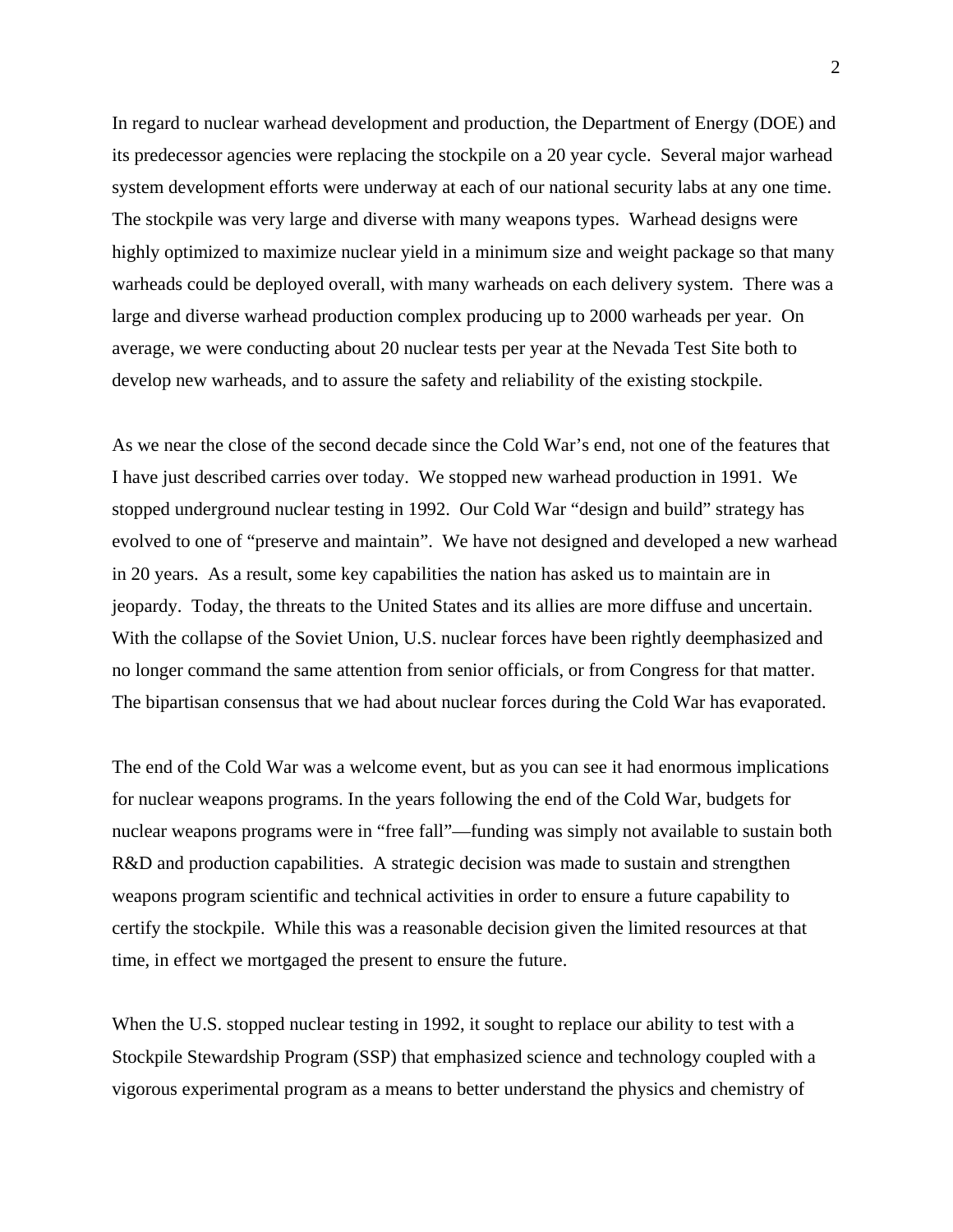In regard to nuclear warhead development and production, the Department of Energy (DOE) and its predecessor agencies were replacing the stockpile on a 20 year cycle. Several major warhead system development efforts were underway at each of our national security labs at any one time. The stockpile was very large and diverse with many weapons types. Warhead designs were highly optimized to maximize nuclear yield in a minimum size and weight package so that many warheads could be deployed overall, with many warheads on each delivery system. There was a large and diverse warhead production complex producing up to 2000 warheads per year. On average, we were conducting about 20 nuclear tests per year at the Nevada Test Site both to develop new warheads, and to assure the safety and reliability of the existing stockpile.

As we near the close of the second decade since the Cold War's end, not one of the features that I have just described carries over today. We stopped new warhead production in 1991. We stopped underground nuclear testing in 1992. Our Cold War "design and build" strategy has evolved to one of "preserve and maintain". We have not designed and developed a new warhead in 20 years. As a result, some key capabilities the nation has asked us to maintain are in jeopardy. Today, the threats to the United States and its allies are more diffuse and uncertain. With the collapse of the Soviet Union, U.S. nuclear forces have been rightly deemphasized and no longer command the same attention from senior officials, or from Congress for that matter. The bipartisan consensus that we had about nuclear forces during the Cold War has evaporated.

The end of the Cold War was a welcome event, but as you can see it had enormous implications for nuclear weapons programs. In the years following the end of the Cold War, budgets for nuclear weapons programs were in "free fall"—funding was simply not available to sustain both R&D and production capabilities. A strategic decision was made to sustain and strengthen weapons program scientific and technical activities in order to ensure a future capability to certify the stockpile. While this was a reasonable decision given the limited resources at that time, in effect we mortgaged the present to ensure the future.

When the U.S. stopped nuclear testing in 1992, it sought to replace our ability to test with a Stockpile Stewardship Program (SSP) that emphasized science and technology coupled with a vigorous experimental program as a means to better understand the physics and chemistry of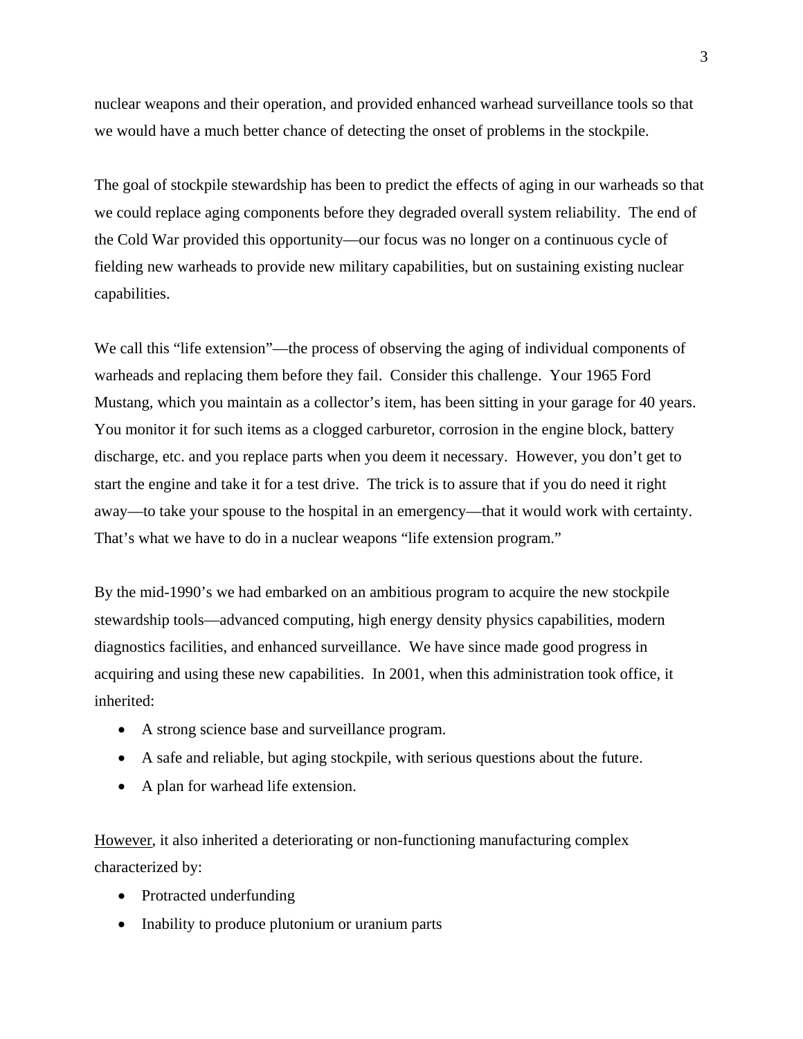nuclear weapons and their operation, and provided enhanced warhead surveillance tools so that we would have a much better chance of detecting the onset of problems in the stockpile.

The goal of stockpile stewardship has been to predict the effects of aging in our warheads so that we could replace aging components before they degraded overall system reliability. The end of the Cold War provided this opportunity—our focus was no longer on a continuous cycle of fielding new warheads to provide new military capabilities, but on sustaining existing nuclear capabilities.

We call this "life extension"—the process of observing the aging of individual components of warheads and replacing them before they fail. Consider this challenge. Your 1965 Ford Mustang, which you maintain as a collector's item, has been sitting in your garage for 40 years. You monitor it for such items as a clogged carburetor, corrosion in the engine block, battery discharge, etc. and you replace parts when you deem it necessary. However, you don't get to start the engine and take it for a test drive. The trick is to assure that if you do need it right away—to take your spouse to the hospital in an emergency—that it would work with certainty. That's what we have to do in a nuclear weapons "life extension program."

By the mid-1990's we had embarked on an ambitious program to acquire the new stockpile stewardship tools—advanced computing, high energy density physics capabilities, modern diagnostics facilities, and enhanced surveillance. We have since made good progress in acquiring and using these new capabilities. In 2001, when this administration took office, it inherited:

- A strong science base and surveillance program.
- A safe and reliable, but aging stockpile, with serious questions about the future.
- A plan for warhead life extension.

<u>However</u>, it also inherited a deteriorating or non-functioning manufacturing complex characterized by:

- Protracted underfunding
- Inability to produce plutonium or uranium parts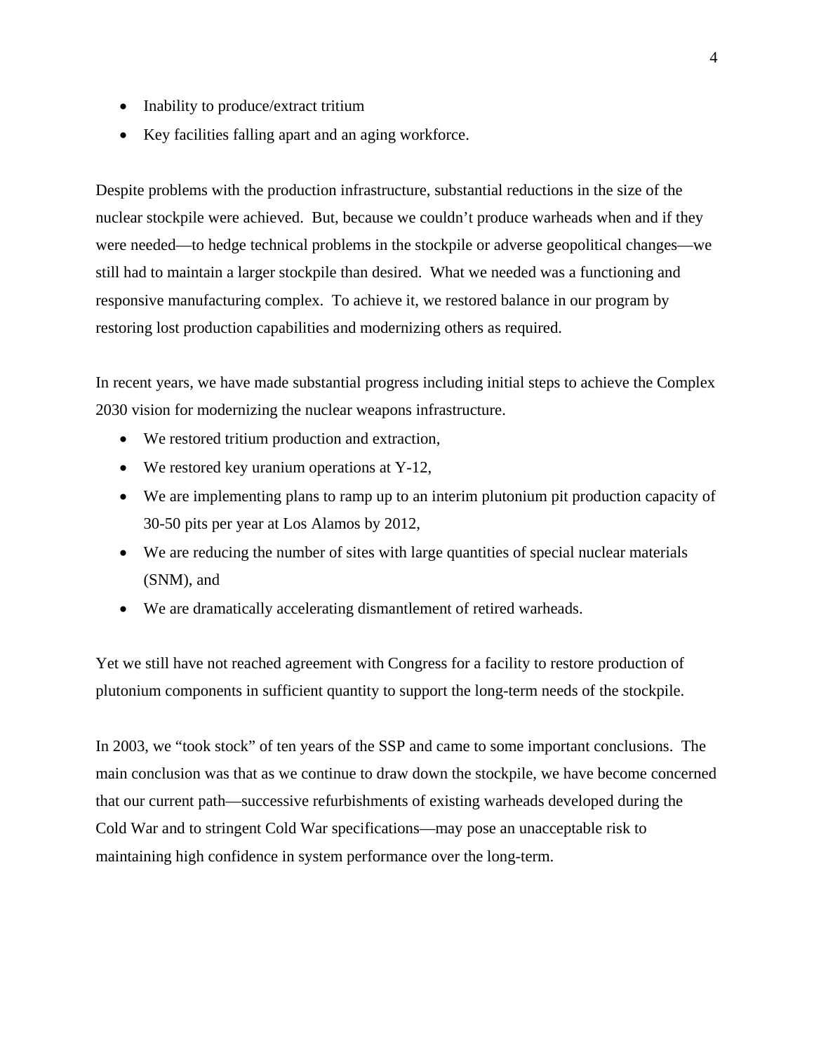- Inability to produce/extract tritium
- Key facilities falling apart and an aging workforce.

Despite problems with the production infrastructure, substantial reductions in the size of the nuclear stockpile were achieved. But, because we couldn't produce warheads when and if they were needed—to hedge technical problems in the stockpile or adverse geopolitical changes—we still had to maintain a larger stockpile than desired. What we needed was a functioning and responsive manufacturing complex. To achieve it, we restored balance in our program by restoring lost production capabilities and modernizing others as required.

In recent years, we have made substantial progress including initial steps to achieve the Complex 2030 vision for modernizing the nuclear weapons infrastructure.

- We restored tritium production and extraction,
- We restored key uranium operations at Y-12,
- We are implementing plans to ramp up to an interim plutonium pit production capacity of 30-50 pits per year at Los Alamos by 2012,
- We are reducing the number of sites with large quantities of special nuclear materials (SNM), and
- We are dramatically accelerating dismantlement of retired warheads.

Yet we still have not reached agreement with Congress for a facility to restore production of plutonium components in sufficient quantity to support the long-term needs of the stockpile.

In 2003, we "took stock" of ten years of the SSP and came to some important conclusions. The main conclusion was that as we continue to draw down the stockpile, we have become concerned that our current path—successive refurbishments of existing warheads developed during the Cold War and to stringent Cold War specifications—may pose an unacceptable risk to maintaining high confidence in system performance over the long-term.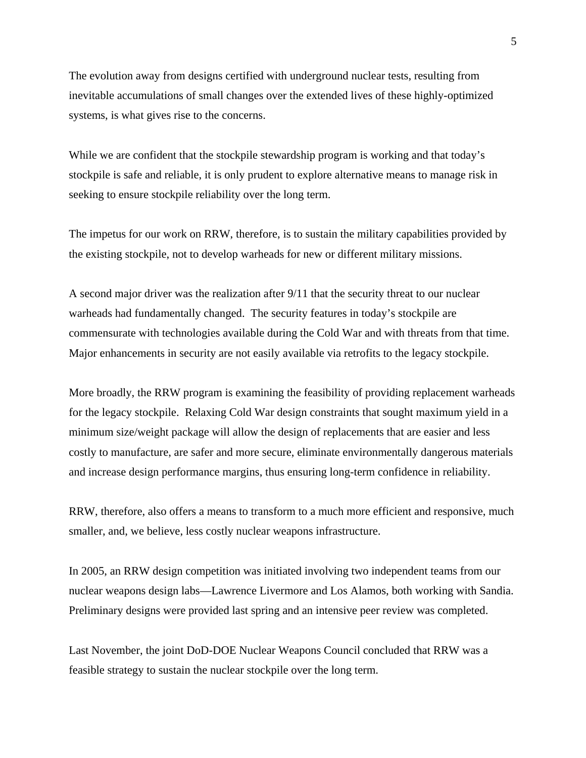The evolution away from designs certified with underground nuclear tests, resulting from inevitable accumulations of small changes over the extended lives of these highly-optimized systems, is what gives rise to the concerns.

While we are confident that the stockpile stewardship program is working and that today's stockpile is safe and reliable, it is only prudent to explore alternative means to manage risk in seeking to ensure stockpile reliability over the long term.

The impetus for our work on RRW, therefore, is to sustain the military capabilities provided by the existing stockpile, not to develop warheads for new or different military missions.

A second major driver was the realization after 9/11 that the security threat to our nuclear warheads had fundamentally changed. The security features in today's stockpile are commensurate with technologies available during the Cold War and with threats from that time. Major enhancements in security are not easily available via retrofits to the legacy stockpile.

More broadly, the RRW program is examining the feasibility of providing replacement warheads for the legacy stockpile. Relaxing Cold War design constraints that sought maximum yield in a minimum size/weight package will allow the design of replacements that are easier and less costly to manufacture, are safer and more secure, eliminate environmentally dangerous materials and increase design performance margins, thus ensuring long-term confidence in reliability.

RRW, therefore, also offers a means to transform to a much more efficient and responsive, much smaller, and, we believe, less costly nuclear weapons infrastructure.

In 2005, an RRW design competition was initiated involving two independent teams from our nuclear weapons design labs—Lawrence Livermore and Los Alamos, both working with Sandia. Preliminary designs were provided last spring and an intensive peer review was completed.

Last November, the joint DoD-DOE Nuclear Weapons Council concluded that RRW was a feasible strategy to sustain the nuclear stockpile over the long term.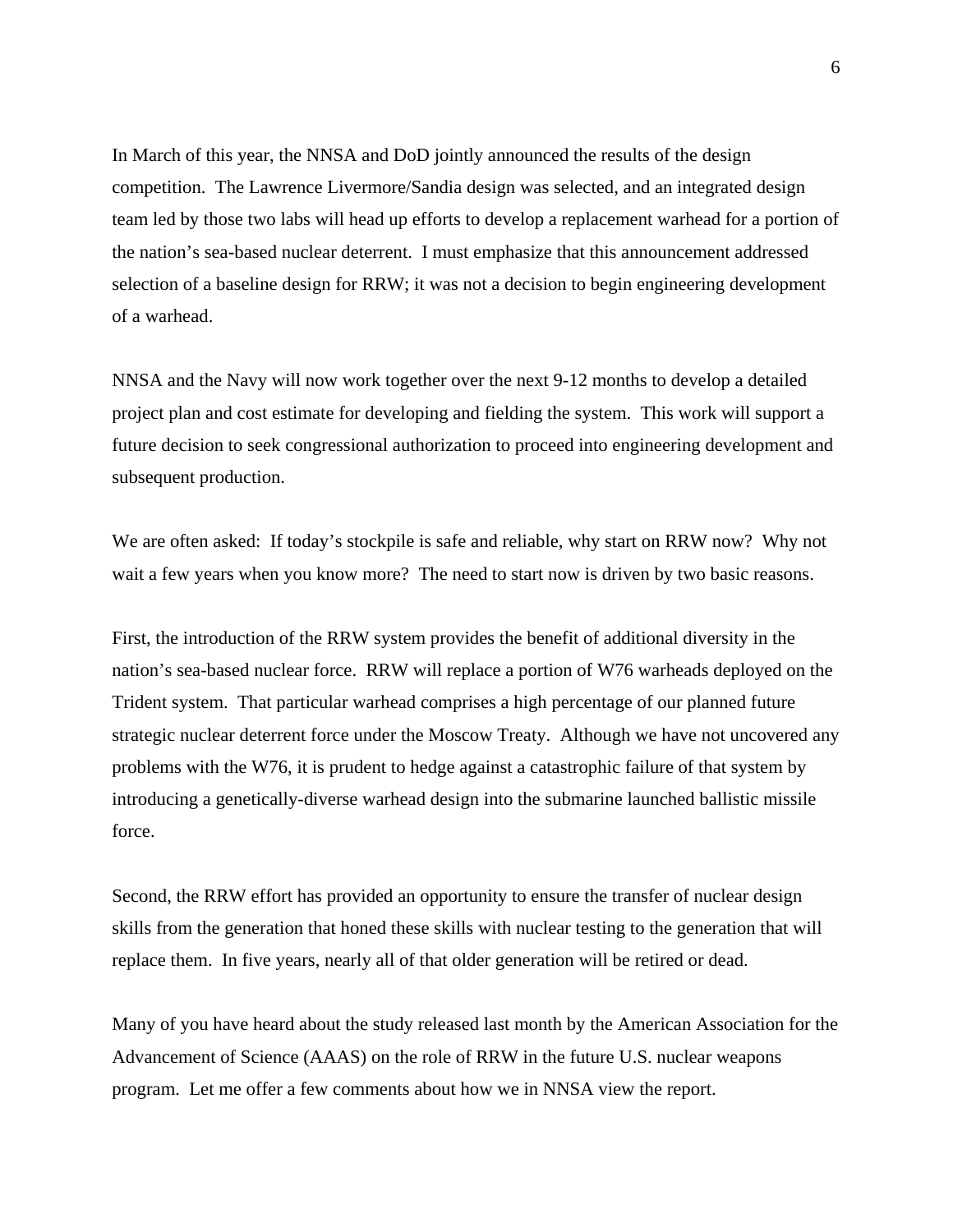In March of this year, the NNSA and DoD jointly announced the results of the design competition. The Lawrence Livermore/Sandia design was selected, and an integrated design team led by those two labs will head up efforts to develop a replacement warhead for a portion of the nation's sea-based nuclear deterrent. I must emphasize that this announcement addressed selection of a baseline design for RRW; it was not a decision to begin engineering development of a warhead.

NNSA and the Navy will now work together over the next 9-12 months to develop a detailed project plan and cost estimate for developing and fielding the system. This work will support a future decision to seek congressional authorization to proceed into engineering development and subsequent production.

We are often asked: If today's stockpile is safe and reliable, why start on RRW now? Why not wait a few years when you know more? The need to start now is driven by two basic reasons.

First, the introduction of the RRW system provides the benefit of additional diversity in the nation's sea-based nuclear force. RRW will replace a portion of W76 warheads deployed on the Trident system. That particular warhead comprises a high percentage of our planned future strategic nuclear deterrent force under the Moscow Treaty. Although we have not uncovered any problems with the W76, it is prudent to hedge against a catastrophic failure of that system by introducing a genetically-diverse warhead design into the submarine launched ballistic missile force.

Second, the RRW effort has provided an opportunity to ensure the transfer of nuclear design skills from the generation that honed these skills with nuclear testing to the generation that will replace them. In five years, nearly all of that older generation will be retired or dead.

Many of you have heard about the study released last month by the American Association for the Advancement of Science (AAAS) on the role of RRW in the future U.S. nuclear weapons program. Let me offer a few comments about how we in NNSA view the report.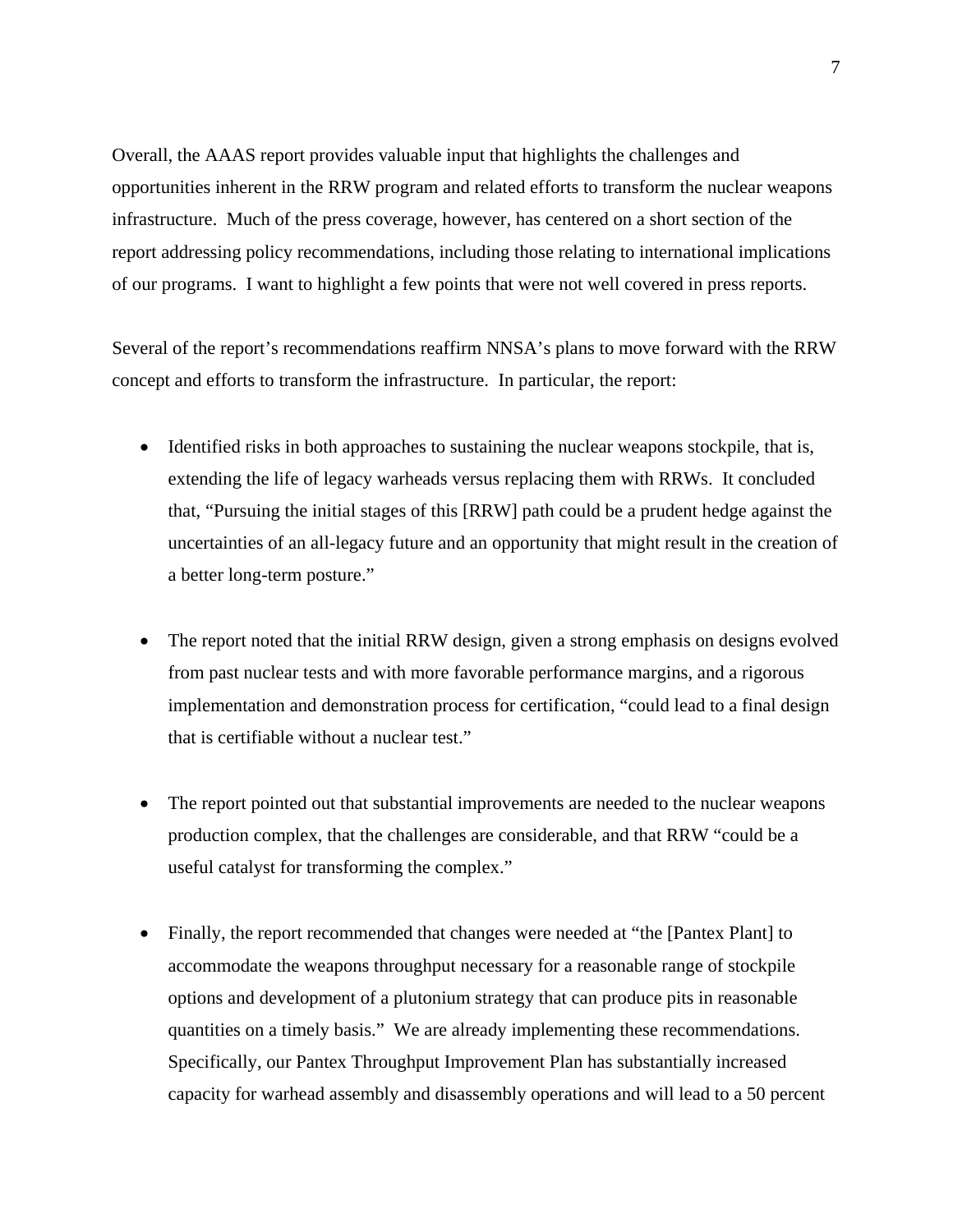Overall, the AAAS report provides valuable input that highlights the challenges and opportunities inherent in the RRW program and related efforts to transform the nuclear weapons infrastructure. Much of the press coverage, however, has centered on a short section of the report addressing policy recommendations, including those relating to international implications of our programs. I want to highlight a few points that were not well covered in press reports.

Several of the report's recommendations reaffirm NNSA's plans to move forward with the RRW concept and efforts to transform the infrastructure. In particular, the report:

- Identified risks in both approaches to sustaining the nuclear weapons stockpile, that is, extending the life of legacy warheads versus replacing them with RRWs. It concluded that, "Pursuing the initial stages of this [RRW] path could be a prudent hedge against the uncertainties of an all-legacy future and an opportunity that might result in the creation of a better long-term posture."

- The report noted that the initial RRW design, given a strong emphasis on designs evolved from past nuclear tests and with more favorable performance margins, and a rigorous implementation and demonstration process for certification, "could lead to a final design that is certifiable without a nuclear test."

- The report pointed out that substantial improvements are needed to the nuclear weapons production complex, that the challenges are considerable, and that RRW "could be a useful catalyst for transforming the complex."

- Finally, the report recommended that changes were needed at "the [Pantex Plant] to accommodate the weapons throughput necessary for a reasonable range of stockpile options and development of a plutonium strategy that can produce pits in reasonable quantities on a timely basis." We are already implementing these recommendations. Specifically, our Pantex Throughput Improvement Plan has substantially increased capacity for warhead assembly and disassembly operations and will lead to a 50 percent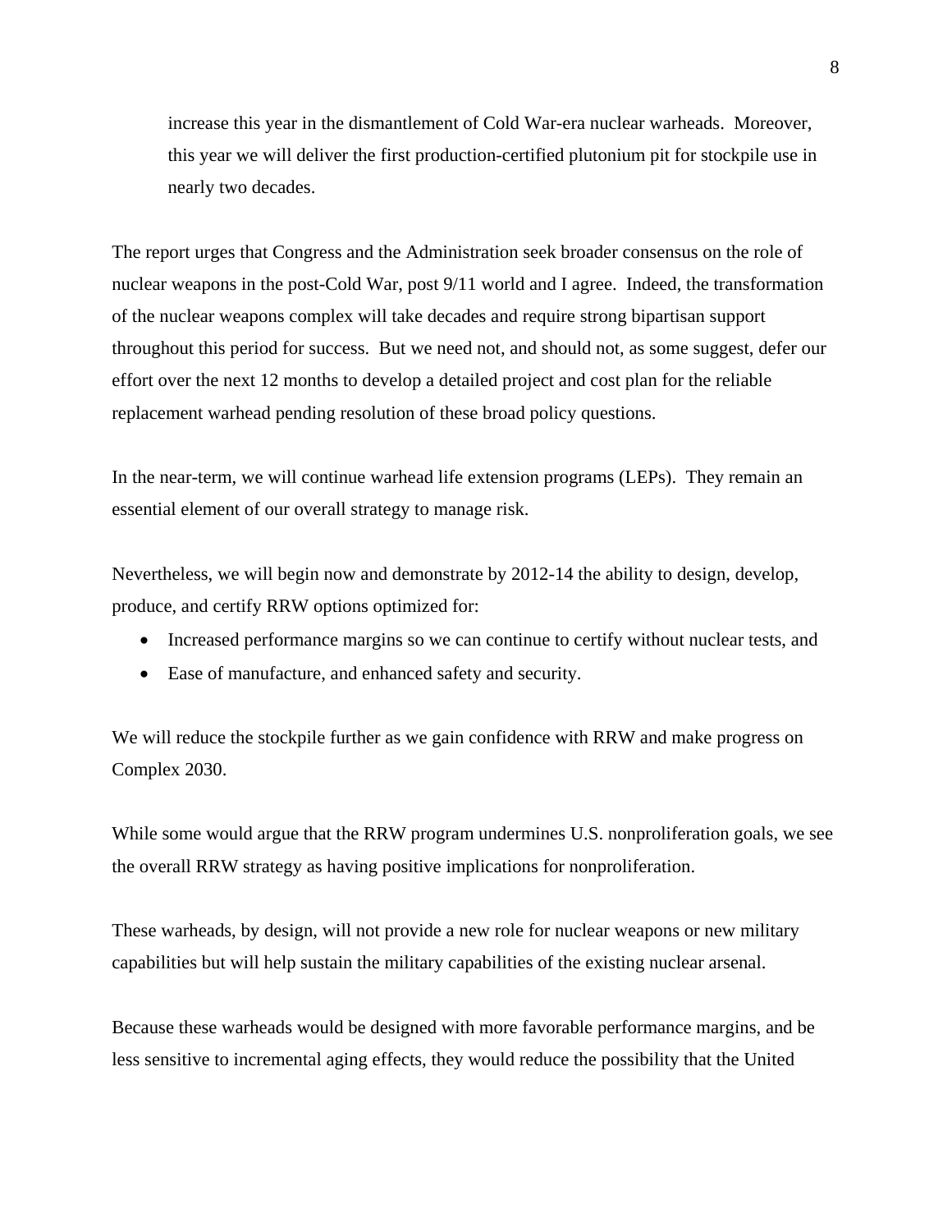> increase this year in the dismantlement of Cold War-era nuclear warheads. Moreover, this year we will deliver the first production-certified plutonium pit for stockpile use in nearly two decades.

The report urges that Congress and the Administration seek broader consensus on the role of nuclear weapons in the post-Cold War, post 9/11 world and I agree. Indeed, the transformation of the nuclear weapons complex will take decades and require strong bipartisan support throughout this period for success. But we need not, and should not, as some suggest, defer our effort over the next 12 months to develop a detailed project and cost plan for the reliable replacement warhead pending resolution of these broad policy questions.

In the near-term, we will continue warhead life extension programs (LEPs). They remain an essential element of our overall strategy to manage risk.

Nevertheless, we will begin now and demonstrate by 2012-14 the ability to design, develop, produce, and certify RRW options optimized for:

- Increased performance margins so we can continue to certify without nuclear tests, and
- Ease of manufacture, and enhanced safety and security.

We will reduce the stockpile further as we gain confidence with RRW and make progress on Complex 2030.

While some would argue that the RRW program undermines U.S. nonproliferation goals, we see the overall RRW strategy as having positive implications for nonproliferation.

These warheads, by design, will not provide a new role for nuclear weapons or new military capabilities but will help sustain the military capabilities of the existing nuclear arsenal.

Because these warheads would be designed with more favorable performance margins, and be less sensitive to incremental aging effects, they would reduce the possibility that the United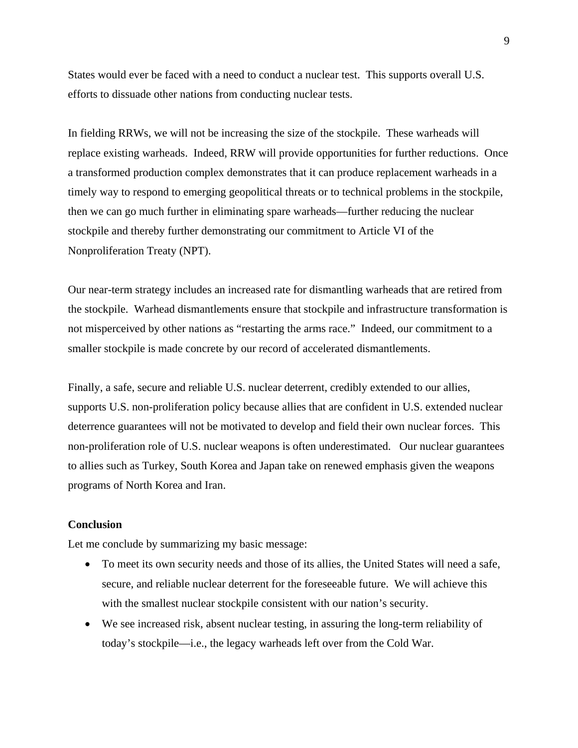States would ever be faced with a need to conduct a nuclear test. This supports overall U.S. efforts to dissuade other nations from conducting nuclear tests.

In fielding RRWs, we will not be increasing the size of the stockpile. These warheads will replace existing warheads. Indeed, RRW will provide opportunities for further reductions. Once a transformed production complex demonstrates that it can produce replacement warheads in a timely way to respond to emerging geopolitical threats or to technical problems in the stockpile, then we can go much further in eliminating spare warheads—further reducing the nuclear stockpile and thereby further demonstrating our commitment to Article VI of the Nonproliferation Treaty (NPT).

Our near-term strategy includes an increased rate for dismantling warheads that are retired from the stockpile. Warhead dismantlements ensure that stockpile and infrastructure transformation is not misperceived by other nations as "restarting the arms race." Indeed, our commitment to a smaller stockpile is made concrete by our record of accelerated dismantlements.

Finally, a safe, secure and reliable U.S. nuclear deterrent, credibly extended to our allies, supports U.S. non-proliferation policy because allies that are confident in U.S. extended nuclear deterrence guarantees will not be motivated to develop and field their own nuclear forces. This non-proliferation role of U.S. nuclear weapons is often underestimated. Our nuclear guarantees to allies such as Turkey, South Korea and Japan take on renewed emphasis given the weapons programs of North Korea and Iran.

**Conclusion**

Let me conclude by summarizing my basic message:

- To meet its own security needs and those of its allies, the United States will need a safe, secure, and reliable nuclear deterrent for the foreseeable future. We will achieve this with the smallest nuclear stockpile consistent with our nation's security.
- We see increased risk, absent nuclear testing, in assuring the long-term reliability of today's stockpile—i.e., the legacy warheads left over from the Cold War.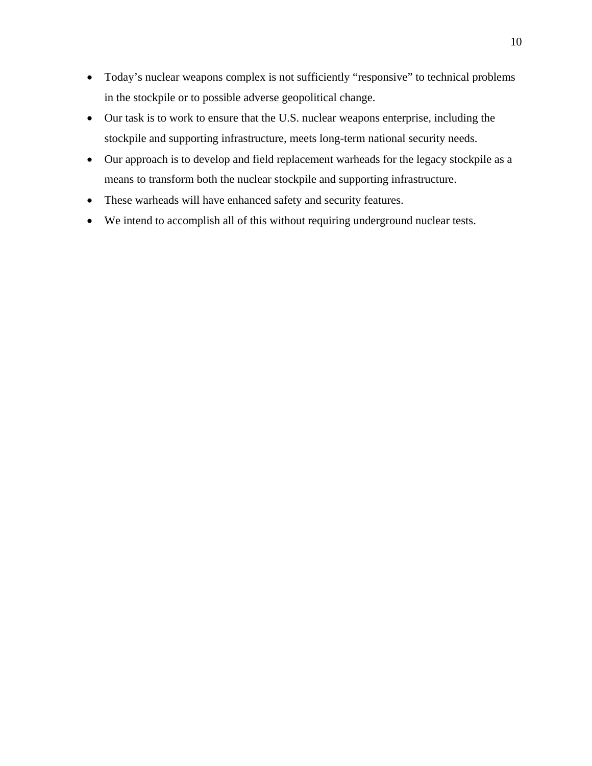- Today's nuclear weapons complex is not sufficiently "responsive" to technical problems in the stockpile or to possible adverse geopolitical change.
- Our task is to work to ensure that the U.S. nuclear weapons enterprise, including the stockpile and supporting infrastructure, meets long-term national security needs.
- Our approach is to develop and field replacement warheads for the legacy stockpile as a means to transform both the nuclear stockpile and supporting infrastructure.
- These warheads will have enhanced safety and security features.
- We intend to accomplish all of this without requiring underground nuclear tests.